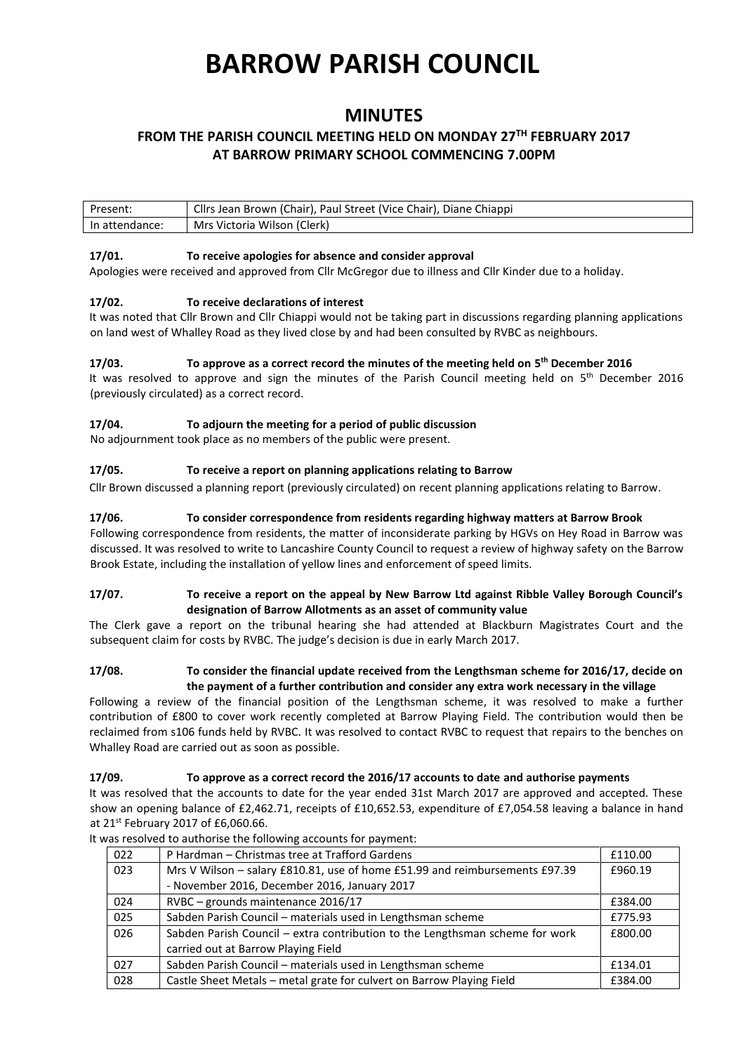# BARROW PARISH COUNCIL

## MINUTES

### FROM THE PARISH COUNCIL MEETING HELD ON MONDAY 27TH FEBRUARY 2017 AT BARROW PRIMARY SCHOOL COMMENCING 7.00PM

| Present: | Cllrs Jean Brown (Chair), Paul Street (Vice Chair), Diane Chiappi |
|---|---|
| In attendance: | Mrs Victoria Wilson (Clerk) |

**17/01. To receive apologies for absence and consider approval**

Apologies were received and approved from Cllr McGregor due to illness and Cllr Kinder due to a holiday.

**17/02. To receive declarations of interest**

It was noted that Cllr Brown and Cllr Chiappi would not be taking part in discussions regarding planning applications on land west of Whalley Road as they lived close by and had been consulted by RVBC as neighbours.

**17/03. To approve as a correct record the minutes of the meeting held on 5th December 2016**

It was resolved to approve and sign the minutes of the Parish Council meeting held on 5th December 2016 (previously circulated) as a correct record.

**17/04. To adjourn the meeting for a period of public discussion**

No adjournment took place as no members of the public were present.

**17/05. To receive a report on planning applications relating to Barrow**

Cllr Brown discussed a planning report (previously circulated) on recent planning applications relating to Barrow.

**17/06. To consider correspondence from residents regarding highway matters at Barrow Brook**

Following correspondence from residents, the matter of inconsiderate parking by HGVs on Hey Road in Barrow was discussed. It was resolved to write to Lancashire County Council to request a review of highway safety on the Barrow Brook Estate, including the installation of yellow lines and enforcement of speed limits.

**17/07. To receive a report on the appeal by New Barrow Ltd against Ribble Valley Borough Council's designation of Barrow Allotments as an asset of community value**

The Clerk gave a report on the tribunal hearing she had attended at Blackburn Magistrates Court and the subsequent claim for costs by RVBC. The judge's decision is due in early March 2017.

**17/08. To consider the financial update received from the Lengthsman scheme for 2016/17, decide on the payment of a further contribution and consider any extra work necessary in the village**

Following a review of the financial position of the Lengthsman scheme, it was resolved to make a further contribution of £800 to cover work recently completed at Barrow Playing Field. The contribution would then be reclaimed from s106 funds held by RVBC. It was resolved to contact RVBC to request that repairs to the benches on Whalley Road are carried out as soon as possible.

**17/09. To approve as a correct record the 2016/17 accounts to date and authorise payments**

It was resolved that the accounts to date for the year ended 31st March 2017 are approved and accepted. These show an opening balance of £2,462.71, receipts of £10,652.53, expenditure of £7,054.58 leaving a balance in hand at 21st February 2017 of £6,060.66.

It was resolved to authorise the following accounts for payment:

| | | |
|---|---|---|
| 022 | P Hardman – Christmas tree at Trafford Gardens | £110.00 |
| 023 | Mrs V Wilson – salary £810.81, use of home £51.99 and reimbursements £97.39 - November 2016, December 2016, January 2017 | £960.19 |
| 024 | RVBC – grounds maintenance 2016/17 | £384.00 |
| 025 | Sabden Parish Council – materials used in Lengthsman scheme | £775.93 |
| 026 | Sabden Parish Council – extra contribution to the Lengthsman scheme for work carried out at Barrow Playing Field | £800.00 |
| 027 | Sabden Parish Council – materials used in Lengthsman scheme | £134.01 |
| 028 | Castle Sheet Metals – metal grate for culvert on Barrow Playing Field | £384.00 |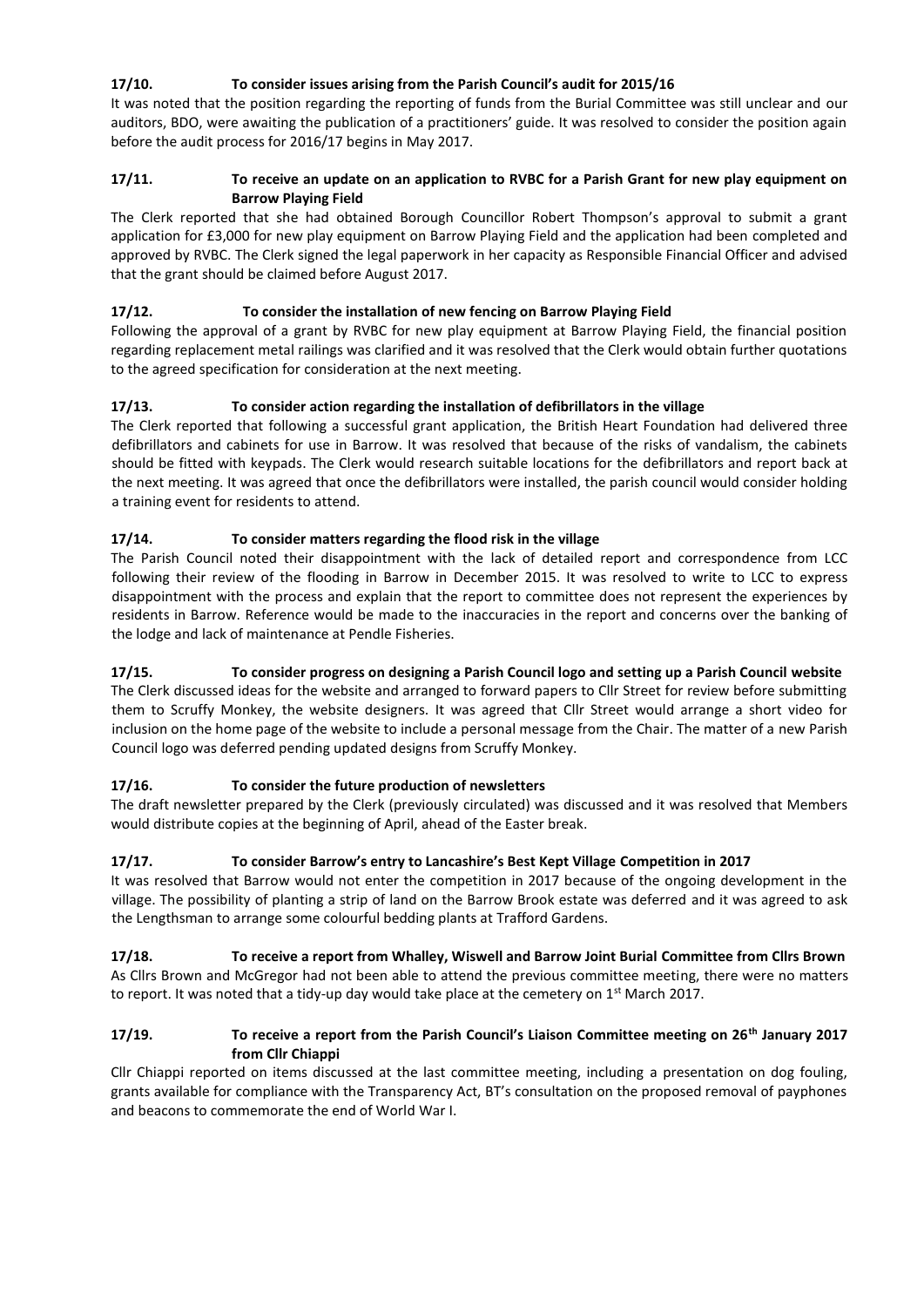**17/10. To consider issues arising from the Parish Council's audit for 2015/16**

It was noted that the position regarding the reporting of funds from the Burial Committee was still unclear and our auditors, BDO, were awaiting the publication of a practitioners' guide. It was resolved to consider the position again before the audit process for 2016/17 begins in May 2017.

**17/11. To receive an update on an application to RVBC for a Parish Grant for new play equipment on Barrow Playing Field**

The Clerk reported that she had obtained Borough Councillor Robert Thompson's approval to submit a grant application for £3,000 for new play equipment on Barrow Playing Field and the application had been completed and approved by RVBC. The Clerk signed the legal paperwork in her capacity as Responsible Financial Officer and advised that the grant should be claimed before August 2017.

**17/12. To consider the installation of new fencing on Barrow Playing Field**

Following the approval of a grant by RVBC for new play equipment at Barrow Playing Field, the financial position regarding replacement metal railings was clarified and it was resolved that the Clerk would obtain further quotations to the agreed specification for consideration at the next meeting.

**17/13. To consider action regarding the installation of defibrillators in the village**

The Clerk reported that following a successful grant application, the British Heart Foundation had delivered three defibrillators and cabinets for use in Barrow. It was resolved that because of the risks of vandalism, the cabinets should be fitted with keypads. The Clerk would research suitable locations for the defibrillators and report back at the next meeting. It was agreed that once the defibrillators were installed, the parish council would consider holding a training event for residents to attend.

**17/14. To consider matters regarding the flood risk in the village**

The Parish Council noted their disappointment with the lack of detailed report and correspondence from LCC following their review of the flooding in Barrow in December 2015. It was resolved to write to LCC to express disappointment with the process and explain that the report to committee does not represent the experiences by residents in Barrow. Reference would be made to the inaccuracies in the report and concerns over the banking of the lodge and lack of maintenance at Pendle Fisheries.

**17/15. To consider progress on designing a Parish Council logo and setting up a Parish Council website**

The Clerk discussed ideas for the website and arranged to forward papers to Cllr Street for review before submitting them to Scruffy Monkey, the website designers. It was agreed that Cllr Street would arrange a short video for inclusion on the home page of the website to include a personal message from the Chair. The matter of a new Parish Council logo was deferred pending updated designs from Scruffy Monkey.

**17/16. To consider the future production of newsletters**

The draft newsletter prepared by the Clerk (previously circulated) was discussed and it was resolved that Members would distribute copies at the beginning of April, ahead of the Easter break.

**17/17. To consider Barrow's entry to Lancashire's Best Kept Village Competition in 2017**

It was resolved that Barrow would not enter the competition in 2017 because of the ongoing development in the village. The possibility of planting a strip of land on the Barrow Brook estate was deferred and it was agreed to ask the Lengthsman to arrange some colourful bedding plants at Trafford Gardens.

**17/18. To receive a report from Whalley, Wiswell and Barrow Joint Burial Committee from Cllrs Brown**

As Cllrs Brown and McGregor had not been able to attend the previous committee meeting, there were no matters to report. It was noted that a tidy-up day would take place at the cemetery on 1st March 2017.

**17/19. To receive a report from the Parish Council's Liaison Committee meeting on 26th January 2017 from Cllr Chiappi**

Cllr Chiappi reported on items discussed at the last committee meeting, including a presentation on dog fouling, grants available for compliance with the Transparency Act, BT's consultation on the proposed removal of payphones and beacons to commemorate the end of World War I.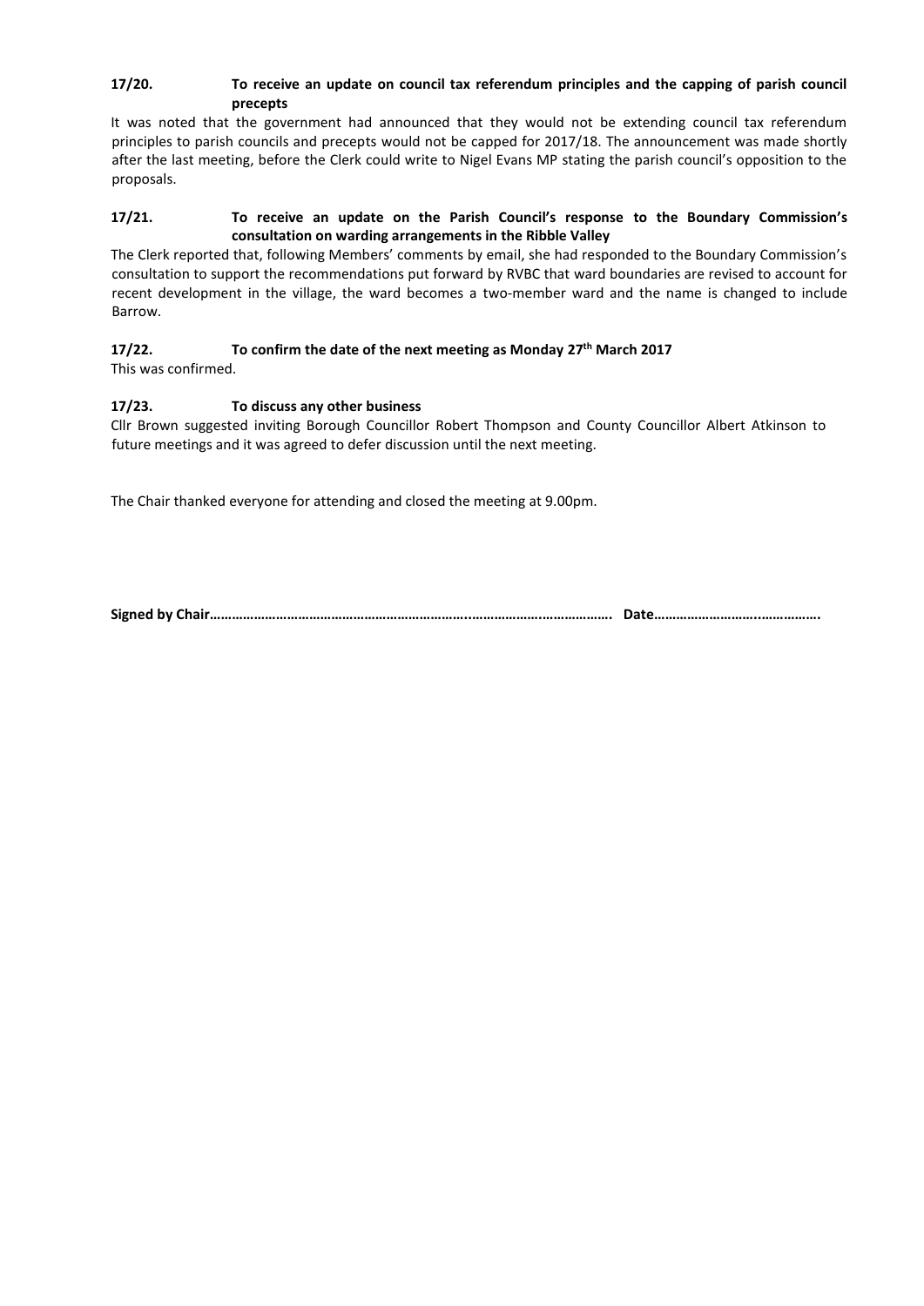**17/20. To receive an update on council tax referendum principles and the capping of parish council precepts**

It was noted that the government had announced that they would not be extending council tax referendum principles to parish councils and precepts would not be capped for 2017/18. The announcement was made shortly after the last meeting, before the Clerk could write to Nigel Evans MP stating the parish council's opposition to the proposals.

**17/21. To receive an update on the Parish Council's response to the Boundary Commission's consultation on warding arrangements in the Ribble Valley**

The Clerk reported that, following Members' comments by email, she had responded to the Boundary Commission's consultation to support the recommendations put forward by RVBC that ward boundaries are revised to account for recent development in the village, the ward becomes a two-member ward and the name is changed to include Barrow.

**17/22. To confirm the date of the next meeting as Monday 27th March 2017**

This was confirmed.

**17/23. To discuss any other business**

Cllr Brown suggested inviting Borough Councillor Robert Thompson and County Councillor Albert Atkinson to future meetings and it was agreed to defer discussion until the next meeting.

The Chair thanked everyone for attending and closed the meeting at 9.00pm.

**Signed by Chair………………………………………………………………..………………….……………. Date……………………….……………….**